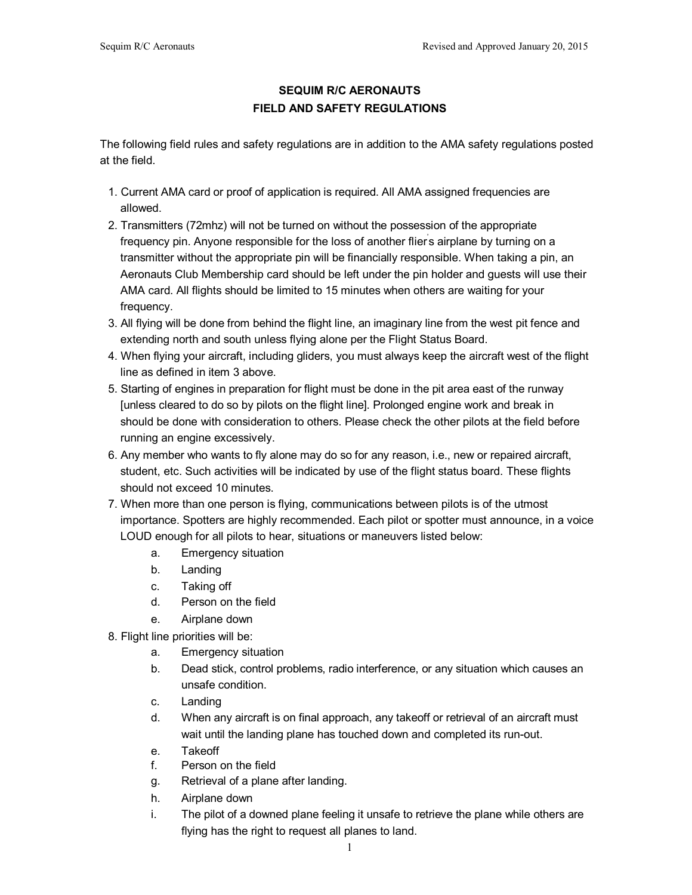## SEQUIM R/C AERONAUTS
## FIELD AND SAFETY REGULATIONS

The following field rules and safety regulations are in addition to the AMA safety regulations posted at the field.

1. Current AMA card or proof of application is required. All AMA assigned frequencies are allowed.
2. Transmitters (72mhz) will not be turned on without the possession of the appropriate frequency pin. Anyone responsible for the loss of another flier's airplane by turning on a transmitter without the appropriate pin will be financially responsible. When taking a pin, an Aeronauts Club Membership card should be left under the pin holder and guests will use their AMA card. All flights should be limited to 15 minutes when others are waiting for your frequency.
3. All flying will be done from behind the flight line, an imaginary line from the west pit fence and extending north and south unless flying alone per the Flight Status Board.
4. When flying your aircraft, including gliders, you must always keep the aircraft west of the flight line as defined in item 3 above.
5. Starting of engines in preparation for flight must be done in the pit area east of the runway [unless cleared to do so by pilots on the flight line]. Prolonged engine work and break in should be done with consideration to others. Please check the other pilots at the field before running an engine excessively.
6. Any member who wants to fly alone may do so for any reason, i.e., new or repaired aircraft, student, etc. Such activities will be indicated by use of the flight status board. These flights should not exceed 10 minutes.
7. When more than one person is flying, communications between pilots is of the utmost importance. Spotters are highly recommended. Each pilot or spotter must announce, in a voice LOUD enough for all pilots to hear, situations or maneuvers listed below:
    a. Emergency situation
    b. Landing
    c. Taking off
    d. Person on the field
    e. Airplane down
8. Flight line priorities will be:
    a. Emergency situation
    b. Dead stick, control problems, radio interference, or any situation which causes an unsafe condition.
    c. Landing
    d. When any aircraft is on final approach, any takeoff or retrieval of an aircraft must wait until the landing plane has touched down and completed its run-out.
    e. Takeoff
    f. Person on the field
    g. Retrieval of a plane after landing.
    h. Airplane down
    i. The pilot of a downed plane feeling it unsafe to retrieve the plane while others are flying has the right to request all planes to land.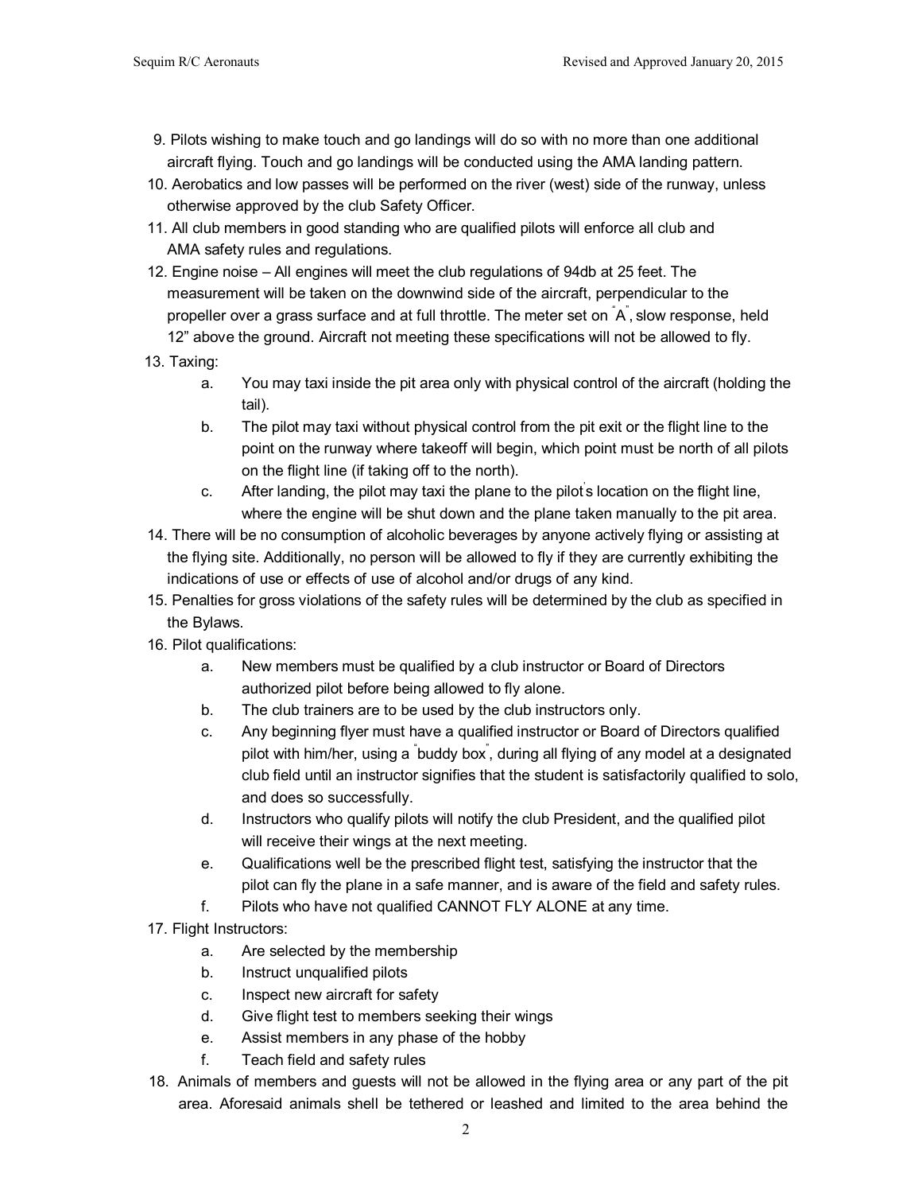9. Pilots wishing to make touch and go landings will do so with no more than one additional aircraft flying. Touch and go landings will be conducted using the AMA landing pattern.
10. Aerobatics and low passes will be performed on the river (west) side of the runway, unless otherwise approved by the club Safety Officer.
11. All club members in good standing who are qualified pilots will enforce all club and AMA safety rules and regulations.
12. Engine noise – All engines will meet the club regulations of 94db at 25 feet. The measurement will be taken on the downwind side of the aircraft, perpendicular to the propeller over a grass surface and at full throttle. The meter set on "A", slow response, held 12" above the ground. Aircraft not meeting these specifications will not be allowed to fly.
13. Taxing:
    a. You may taxi inside the pit area only with physical control of the aircraft (holding the tail).
    b. The pilot may taxi without physical control from the pit exit or the flight line to the point on the runway where takeoff will begin, which point must be north of all pilots on the flight line (if taking off to the north).
    c. After landing, the pilot may taxi the plane to the pilot's location on the flight line, where the engine will be shut down and the plane taken manually to the pit area.
14. There will be no consumption of alcoholic beverages by anyone actively flying or assisting at the flying site. Additionally, no person will be allowed to fly if they are currently exhibiting the indications of use or effects of use of alcohol and/or drugs of any kind.
15. Penalties for gross violations of the safety rules will be determined by the club as specified in the Bylaws.
16. Pilot qualifications:
    a. New members must be qualified by a club instructor or Board of Directors authorized pilot before being allowed to fly alone.
    b. The club trainers are to be used by the club instructors only.
    c. Any beginning flyer must have a qualified instructor or Board of Directors qualified pilot with him/her, using a "buddy box", during all flying of any model at a designated club field until an instructor signifies that the student is satisfactorily qualified to solo, and does so successfully.
    d. Instructors who qualify pilots will notify the club President, and the qualified pilot will receive their wings at the next meeting.
    e. Qualifications well be the prescribed flight test, satisfying the instructor that the pilot can fly the plane in a safe manner, and is aware of the field and safety rules.
    f. Pilots who have not qualified CANNOT FLY ALONE at any time.
17. Flight Instructors:
    a. Are selected by the membership
    b. Instruct unqualified pilots
    c. Inspect new aircraft for safety
    d. Give flight test to members seeking their wings
    e. Assist members in any phase of the hobby
    f. Teach field and safety rules
18. Animals of members and guests will not be allowed in the flying area or any part of the pit area. Aforesaid animals shell be tethered or leashed and limited to the area behind the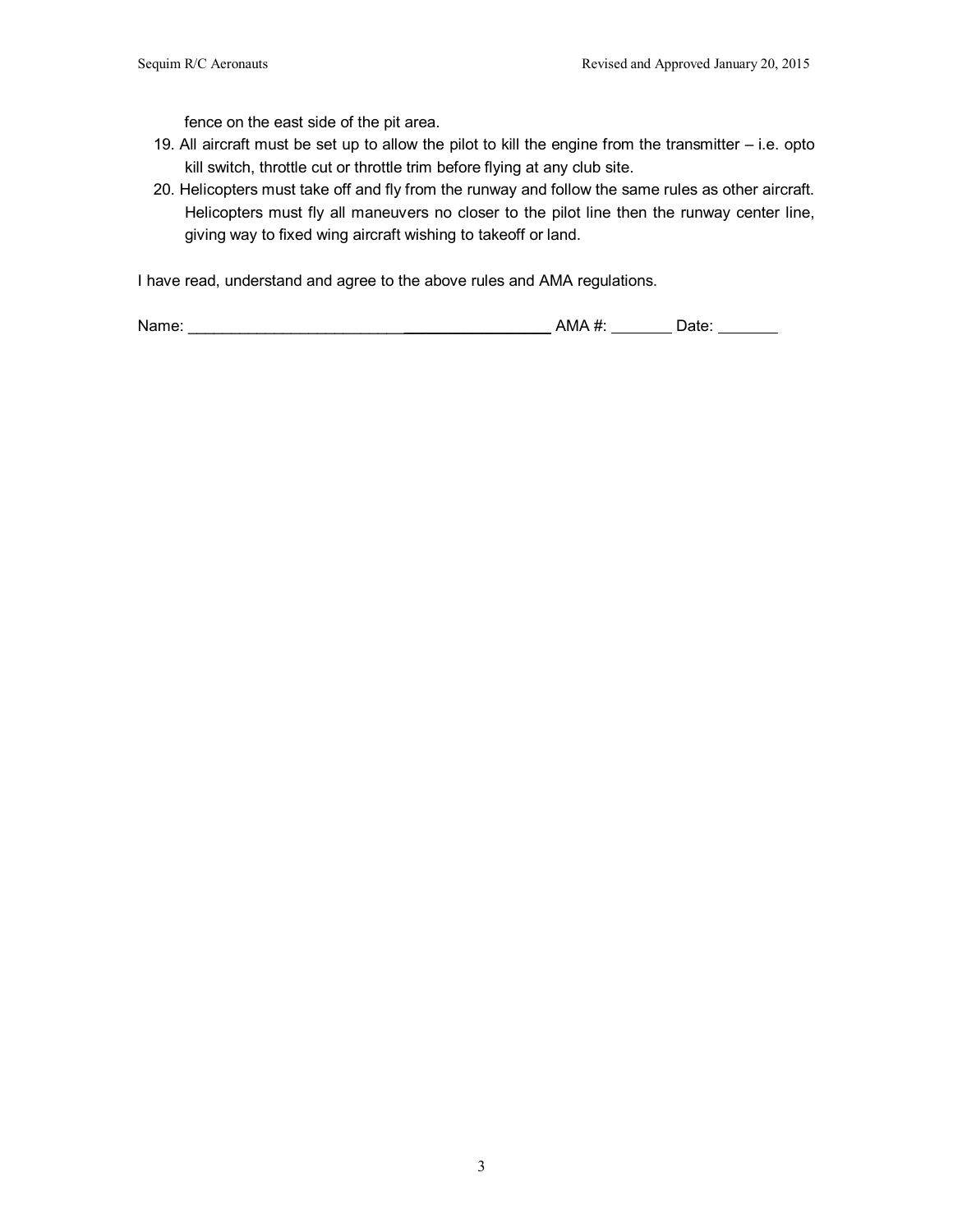fence on the east side of the pit area.

19. All aircraft must be set up to allow the pilot to kill the engine from the transmitter – i.e. opto kill switch, throttle cut or throttle trim before flying at any club site.
20. Helicopters must take off and fly from the runway and follow the same rules as other aircraft. Helicopters must fly all maneuvers no closer to the pilot line then the runway center line, giving way to fixed wing aircraft wishing to takeoff or land.

I have read, understand and agree to the above rules and AMA regulations.

Name: ______________________________________________ AMA #: _______ Date: _______